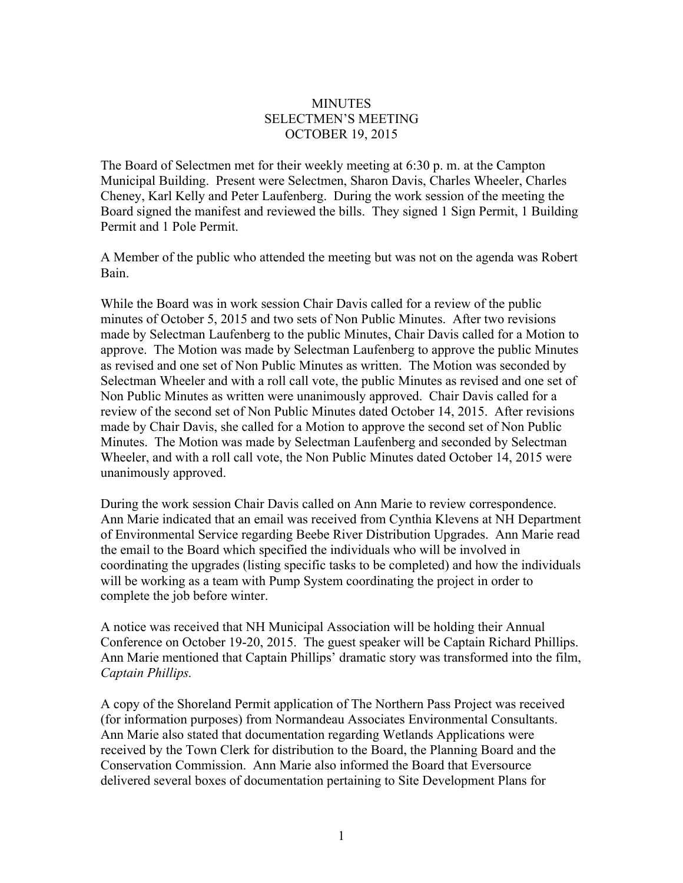# MINUTES
## SELECTMEN'S MEETING
## OCTOBER 19, 2015

The Board of Selectmen met for their weekly meeting at 6:30 p. m. at the Campton Municipal Building. Present were Selectmen, Sharon Davis, Charles Wheeler, Charles Cheney, Karl Kelly and Peter Laufenberg. During the work session of the meeting the Board signed the manifest and reviewed the bills. They signed 1 Sign Permit, 1 Building Permit and 1 Pole Permit.

A Member of the public who attended the meeting but was not on the agenda was Robert Bain.

While the Board was in work session Chair Davis called for a review of the public minutes of October 5, 2015 and two sets of Non Public Minutes. After two revisions made by Selectman Laufenberg to the public Minutes, Chair Davis called for a Motion to approve. The Motion was made by Selectman Laufenberg to approve the public Minutes as revised and one set of Non Public Minutes as written. The Motion was seconded by Selectman Wheeler and with a roll call vote, the public Minutes as revised and one set of Non Public Minutes as written were unanimously approved. Chair Davis called for a review of the second set of Non Public Minutes dated October 14, 2015. After revisions made by Chair Davis, she called for a Motion to approve the second set of Non Public Minutes. The Motion was made by Selectman Laufenberg and seconded by Selectman Wheeler, and with a roll call vote, the Non Public Minutes dated October 14, 2015 were unanimously approved.

During the work session Chair Davis called on Ann Marie to review correspondence. Ann Marie indicated that an email was received from Cynthia Klevens at NH Department of Environmental Service regarding Beebe River Distribution Upgrades. Ann Marie read the email to the Board which specified the individuals who will be involved in coordinating the upgrades (listing specific tasks to be completed) and how the individuals will be working as a team with Pump System coordinating the project in order to complete the job before winter.

A notice was received that NH Municipal Association will be holding their Annual Conference on October 19-20, 2015. The guest speaker will be Captain Richard Phillips. Ann Marie mentioned that Captain Phillips' dramatic story was transformed into the film, *Captain Phillips.*

A copy of the Shoreland Permit application of The Northern Pass Project was received (for information purposes) from Normandeau Associates Environmental Consultants. Ann Marie also stated that documentation regarding Wetlands Applications were received by the Town Clerk for distribution to the Board, the Planning Board and the Conservation Commission. Ann Marie also informed the Board that Eversource delivered several boxes of documentation pertaining to Site Development Plans for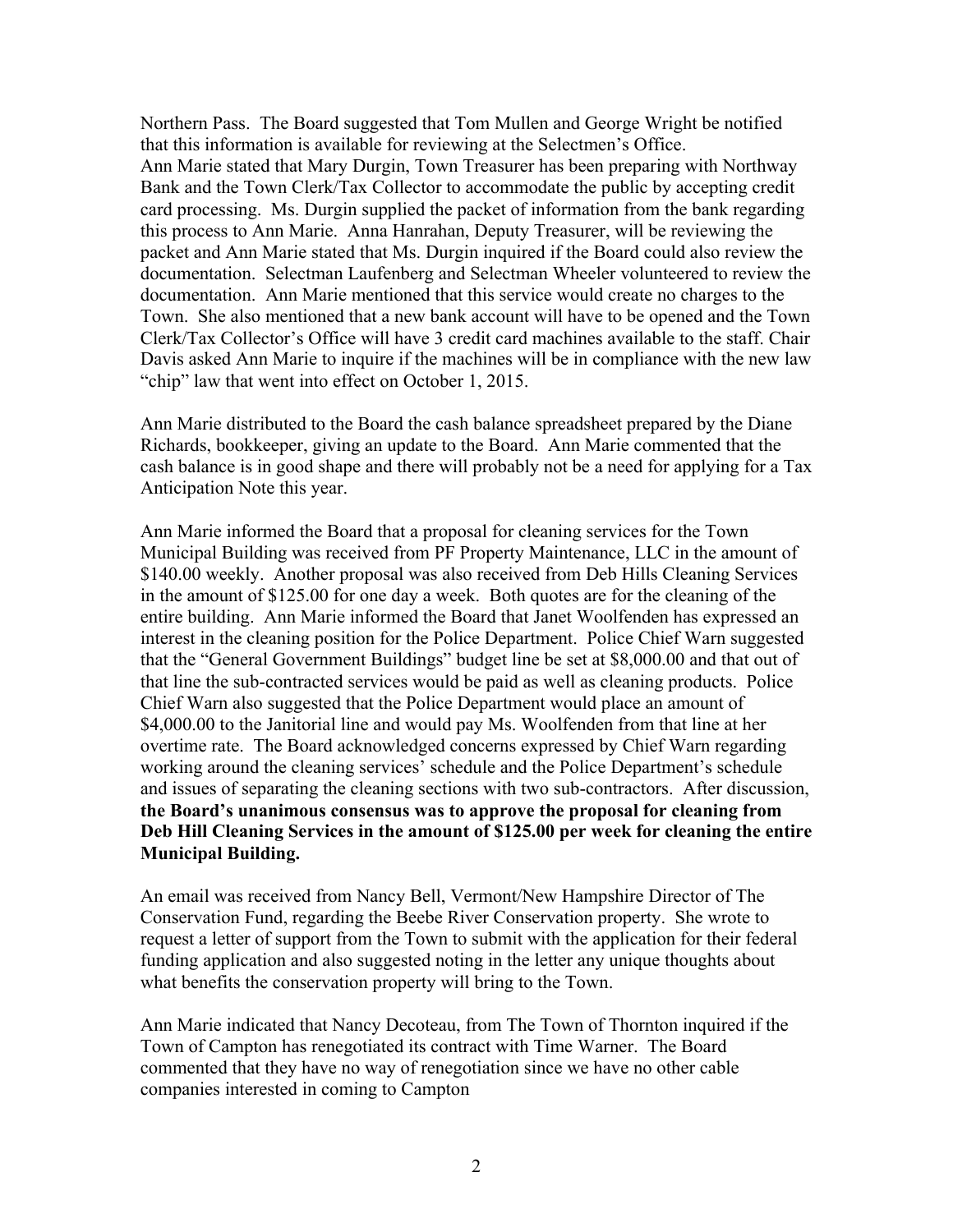Northern Pass. The Board suggested that Tom Mullen and George Wright be notified that this information is available for reviewing at the Selectmen's Office.
Ann Marie stated that Mary Durgin, Town Treasurer has been preparing with Northway Bank and the Town Clerk/Tax Collector to accommodate the public by accepting credit card processing. Ms. Durgin supplied the packet of information from the bank regarding this process to Ann Marie. Anna Hanrahan, Deputy Treasurer, will be reviewing the packet and Ann Marie stated that Ms. Durgin inquired if the Board could also review the documentation. Selectman Laufenberg and Selectman Wheeler volunteered to review the documentation. Ann Marie mentioned that this service would create no charges to the Town. She also mentioned that a new bank account will have to be opened and the Town Clerk/Tax Collector's Office will have 3 credit card machines available to the staff. Chair Davis asked Ann Marie to inquire if the machines will be in compliance with the new law "chip" law that went into effect on October 1, 2015.

Ann Marie distributed to the Board the cash balance spreadsheet prepared by the Diane Richards, bookkeeper, giving an update to the Board. Ann Marie commented that the cash balance is in good shape and there will probably not be a need for applying for a Tax Anticipation Note this year.

Ann Marie informed the Board that a proposal for cleaning services for the Town Municipal Building was received from PF Property Maintenance, LLC in the amount of $140.00 weekly. Another proposal was also received from Deb Hills Cleaning Services in the amount of $125.00 for one day a week. Both quotes are for the cleaning of the entire building. Ann Marie informed the Board that Janet Woolfenden has expressed an interest in the cleaning position for the Police Department. Police Chief Warn suggested that the "General Government Buildings" budget line be set at $8,000.00 and that out of that line the sub-contracted services would be paid as well as cleaning products. Police Chief Warn also suggested that the Police Department would place an amount of $4,000.00 to the Janitorial line and would pay Ms. Woolfenden from that line at her overtime rate. The Board acknowledged concerns expressed by Chief Warn regarding working around the cleaning services' schedule and the Police Department's schedule and issues of separating the cleaning sections with two sub-contractors. After discussion, **the Board's unanimous consensus was to approve the proposal for cleaning from Deb Hill Cleaning Services in the amount of $125.00 per week for cleaning the entire Municipal Building.**

An email was received from Nancy Bell, Vermont/New Hampshire Director of The Conservation Fund, regarding the Beebe River Conservation property. She wrote to request a letter of support from the Town to submit with the application for their federal funding application and also suggested noting in the letter any unique thoughts about what benefits the conservation property will bring to the Town.

Ann Marie indicated that Nancy Decoteau, from The Town of Thornton inquired if the Town of Campton has renegotiated its contract with Time Warner. The Board commented that they have no way of renegotiation since we have no other cable companies interested in coming to Campton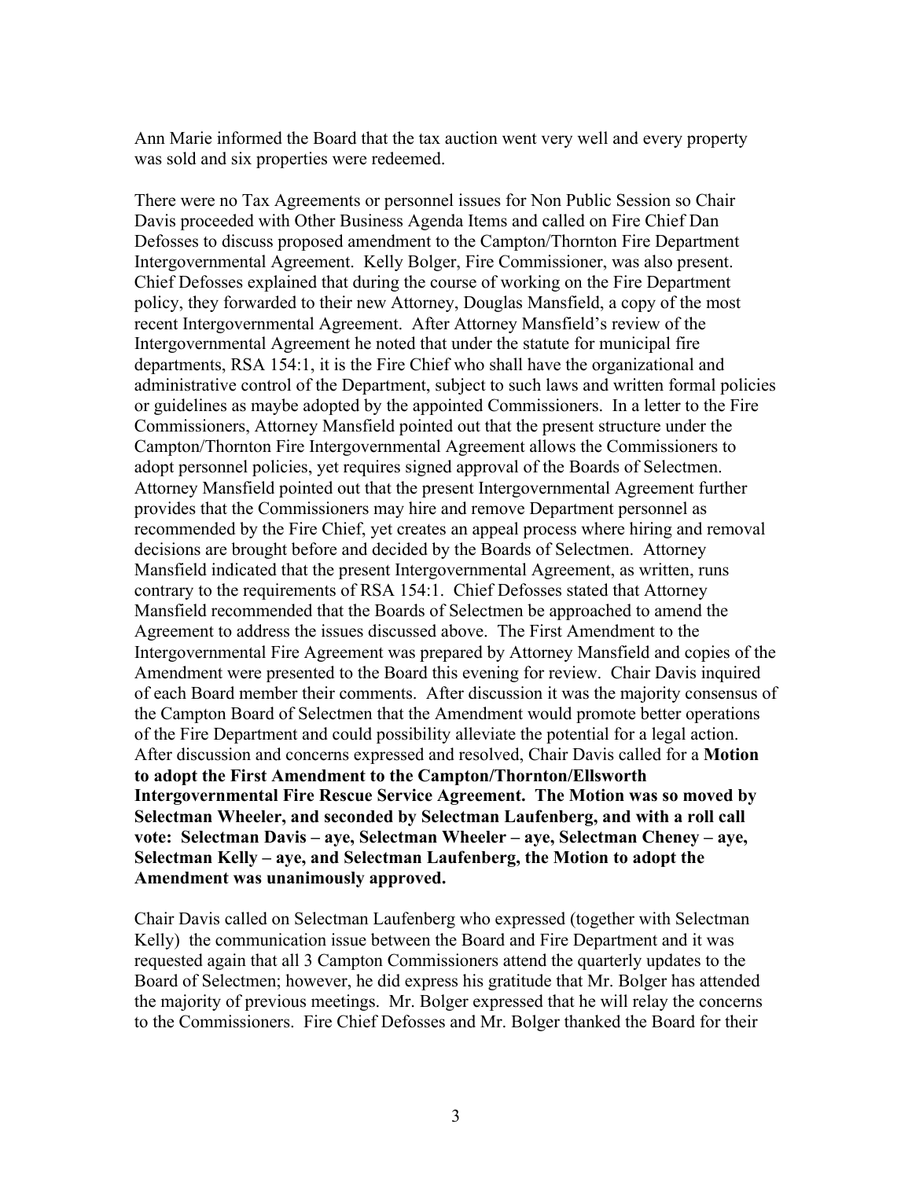Ann Marie informed the Board that the tax auction went very well and every property was sold and six properties were redeemed.

There were no Tax Agreements or personnel issues for Non Public Session so Chair Davis proceeded with Other Business Agenda Items and called on Fire Chief Dan Defosses to discuss proposed amendment to the Campton/Thornton Fire Department Intergovernmental Agreement. Kelly Bolger, Fire Commissioner, was also present. Chief Defosses explained that during the course of working on the Fire Department policy, they forwarded to their new Attorney, Douglas Mansfield, a copy of the most recent Intergovernmental Agreement. After Attorney Mansfield's review of the Intergovernmental Agreement he noted that under the statute for municipal fire departments, RSA 154:1, it is the Fire Chief who shall have the organizational and administrative control of the Department, subject to such laws and written formal policies or guidelines as maybe adopted by the appointed Commissioners. In a letter to the Fire Commissioners, Attorney Mansfield pointed out that the present structure under the Campton/Thornton Fire Intergovernmental Agreement allows the Commissioners to adopt personnel policies, yet requires signed approval of the Boards of Selectmen. Attorney Mansfield pointed out that the present Intergovernmental Agreement further provides that the Commissioners may hire and remove Department personnel as recommended by the Fire Chief, yet creates an appeal process where hiring and removal decisions are brought before and decided by the Boards of Selectmen. Attorney Mansfield indicated that the present Intergovernmental Agreement, as written, runs contrary to the requirements of RSA 154:1. Chief Defosses stated that Attorney Mansfield recommended that the Boards of Selectmen be approached to amend the Agreement to address the issues discussed above. The First Amendment to the Intergovernmental Fire Agreement was prepared by Attorney Mansfield and copies of the Amendment were presented to the Board this evening for review. Chair Davis inquired of each Board member their comments. After discussion it was the majority consensus of the Campton Board of Selectmen that the Amendment would promote better operations of the Fire Department and could possibility alleviate the potential for a legal action. After discussion and concerns expressed and resolved, Chair Davis called for a **Motion to adopt the First Amendment to the Campton/Thornton/Ellsworth Intergovernmental Fire Rescue Service Agreement. The Motion was so moved by Selectman Wheeler, and seconded by Selectman Laufenberg, and with a roll call vote: Selectman Davis – aye, Selectman Wheeler – aye, Selectman Cheney – aye, Selectman Kelly – aye, and Selectman Laufenberg, the Motion to adopt the Amendment was unanimously approved.**

Chair Davis called on Selectman Laufenberg who expressed (together with Selectman Kelly) the communication issue between the Board and Fire Department and it was requested again that all 3 Campton Commissioners attend the quarterly updates to the Board of Selectmen; however, he did express his gratitude that Mr. Bolger has attended the majority of previous meetings. Mr. Bolger expressed that he will relay the concerns to the Commissioners. Fire Chief Defosses and Mr. Bolger thanked the Board for their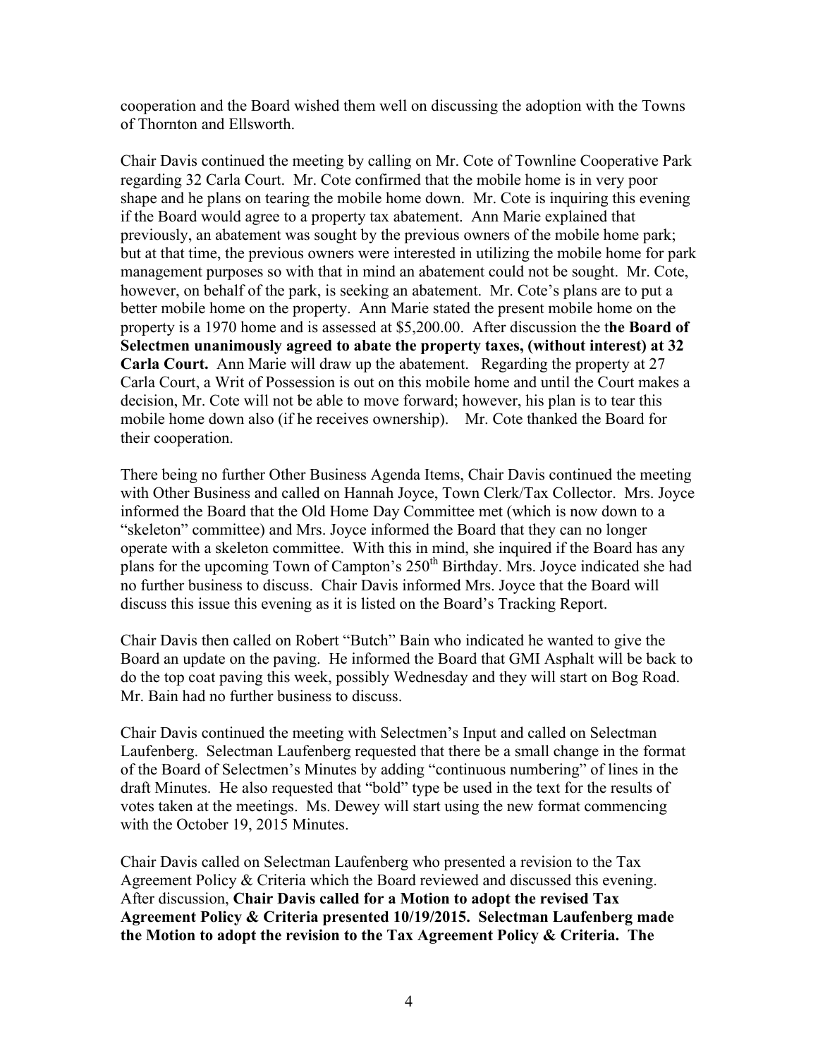cooperation and the Board wished them well on discussing the adoption with the Towns of Thornton and Ellsworth.

Chair Davis continued the meeting by calling on Mr. Cote of Townline Cooperative Park regarding 32 Carla Court. Mr. Cote confirmed that the mobile home is in very poor shape and he plans on tearing the mobile home down. Mr. Cote is inquiring this evening if the Board would agree to a property tax abatement. Ann Marie explained that previously, an abatement was sought by the previous owners of the mobile home park; but at that time, the previous owners were interested in utilizing the mobile home for park management purposes so with that in mind an abatement could not be sought. Mr. Cote, however, on behalf of the park, is seeking an abatement. Mr. Cote's plans are to put a better mobile home on the property. Ann Marie stated the present mobile home on the property is a 1970 home and is assessed at $5,200.00. After discussion the t**he Board of Selectmen unanimously agreed to abate the property taxes, (without interest) at 32 Carla Court.** Ann Marie will draw up the abatement. Regarding the property at 27 Carla Court, a Writ of Possession is out on this mobile home and until the Court makes a decision, Mr. Cote will not be able to move forward; however, his plan is to tear this mobile home down also (if he receives ownership). Mr. Cote thanked the Board for their cooperation.

There being no further Other Business Agenda Items, Chair Davis continued the meeting with Other Business and called on Hannah Joyce, Town Clerk/Tax Collector. Mrs. Joyce informed the Board that the Old Home Day Committee met (which is now down to a "skeleton" committee) and Mrs. Joyce informed the Board that they can no longer operate with a skeleton committee. With this in mind, she inquired if the Board has any plans for the upcoming Town of Campton's 250th Birthday. Mrs. Joyce indicated she had no further business to discuss. Chair Davis informed Mrs. Joyce that the Board will discuss this issue this evening as it is listed on the Board's Tracking Report.

Chair Davis then called on Robert "Butch" Bain who indicated he wanted to give the Board an update on the paving. He informed the Board that GMI Asphalt will be back to do the top coat paving this week, possibly Wednesday and they will start on Bog Road. Mr. Bain had no further business to discuss.

Chair Davis continued the meeting with Selectmen's Input and called on Selectman Laufenberg. Selectman Laufenberg requested that there be a small change in the format of the Board of Selectmen's Minutes by adding "continuous numbering" of lines in the draft Minutes. He also requested that "bold" type be used in the text for the results of votes taken at the meetings. Ms. Dewey will start using the new format commencing with the October 19, 2015 Minutes.

Chair Davis called on Selectman Laufenberg who presented a revision to the Tax Agreement Policy & Criteria which the Board reviewed and discussed this evening. After discussion, **Chair Davis called for a Motion to adopt the revised Tax Agreement Policy & Criteria presented 10/19/2015. Selectman Laufenberg made the Motion to adopt the revision to the Tax Agreement Policy & Criteria. The**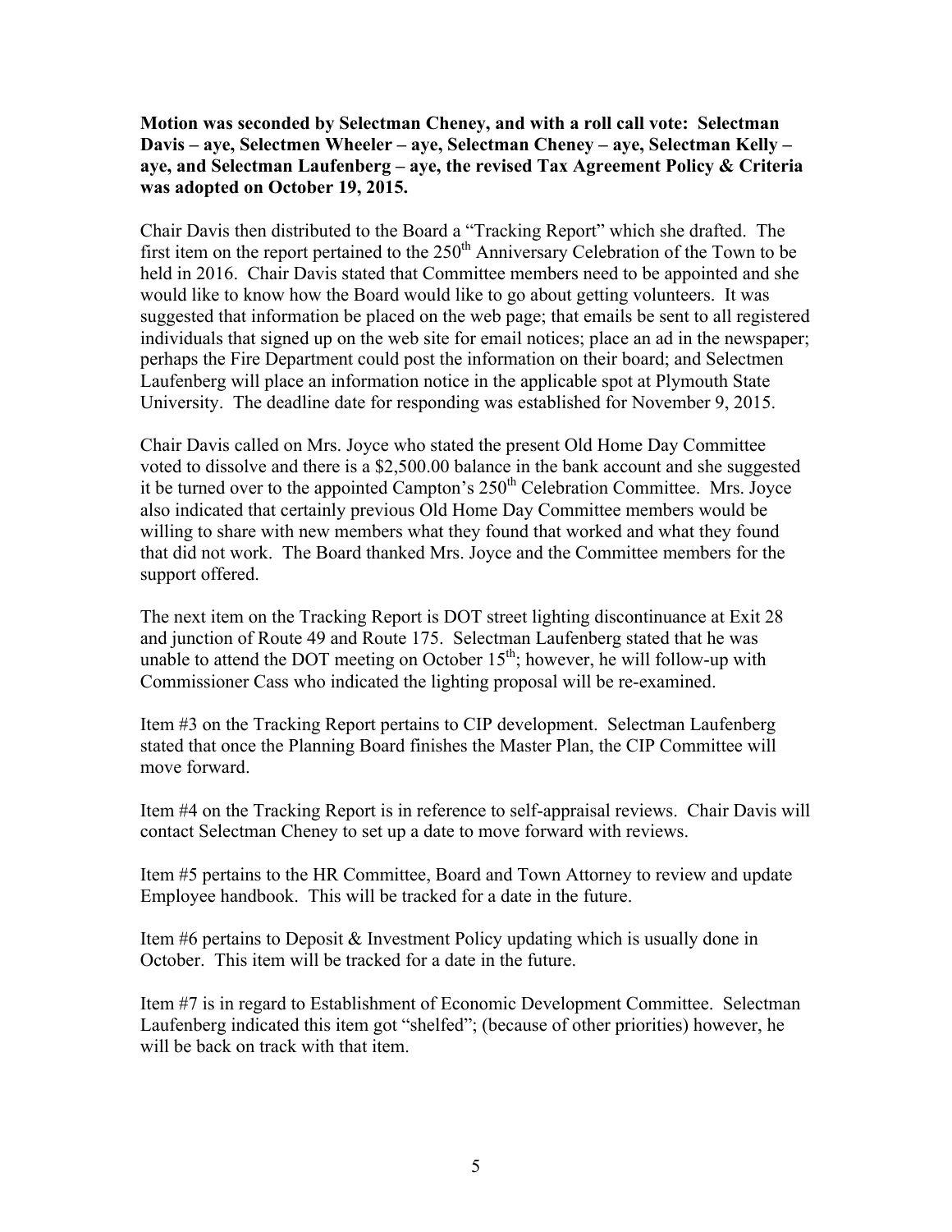**Motion was seconded by Selectman Cheney, and with a roll call vote: Selectman Davis – aye, Selectmen Wheeler – aye, Selectman Cheney – aye, Selectman Kelly – aye, and Selectman Laufenberg – aye, the revised Tax Agreement Policy & Criteria was adopted on October 19, 2015.**

Chair Davis then distributed to the Board a "Tracking Report" which she drafted. The first item on the report pertained to the 250th Anniversary Celebration of the Town to be held in 2016. Chair Davis stated that Committee members need to be appointed and she would like to know how the Board would like to go about getting volunteers. It was suggested that information be placed on the web page; that emails be sent to all registered individuals that signed up on the web site for email notices; place an ad in the newspaper; perhaps the Fire Department could post the information on their board; and Selectmen Laufenberg will place an information notice in the applicable spot at Plymouth State University. The deadline date for responding was established for November 9, 2015.

Chair Davis called on Mrs. Joyce who stated the present Old Home Day Committee voted to dissolve and there is a $2,500.00 balance in the bank account and she suggested it be turned over to the appointed Campton's 250th Celebration Committee. Mrs. Joyce also indicated that certainly previous Old Home Day Committee members would be willing to share with new members what they found that worked and what they found that did not work. The Board thanked Mrs. Joyce and the Committee members for the support offered.

The next item on the Tracking Report is DOT street lighting discontinuance at Exit 28 and junction of Route 49 and Route 175. Selectman Laufenberg stated that he was unable to attend the DOT meeting on October 15th; however, he will follow-up with Commissioner Cass who indicated the lighting proposal will be re-examined.

Item #3 on the Tracking Report pertains to CIP development. Selectman Laufenberg stated that once the Planning Board finishes the Master Plan, the CIP Committee will move forward.

Item #4 on the Tracking Report is in reference to self-appraisal reviews. Chair Davis will contact Selectman Cheney to set up a date to move forward with reviews.

Item #5 pertains to the HR Committee, Board and Town Attorney to review and update Employee handbook. This will be tracked for a date in the future.

Item #6 pertains to Deposit & Investment Policy updating which is usually done in October. This item will be tracked for a date in the future.

Item #7 is in regard to Establishment of Economic Development Committee. Selectman Laufenberg indicated this item got "shelfed"; (because of other priorities) however, he will be back on track with that item.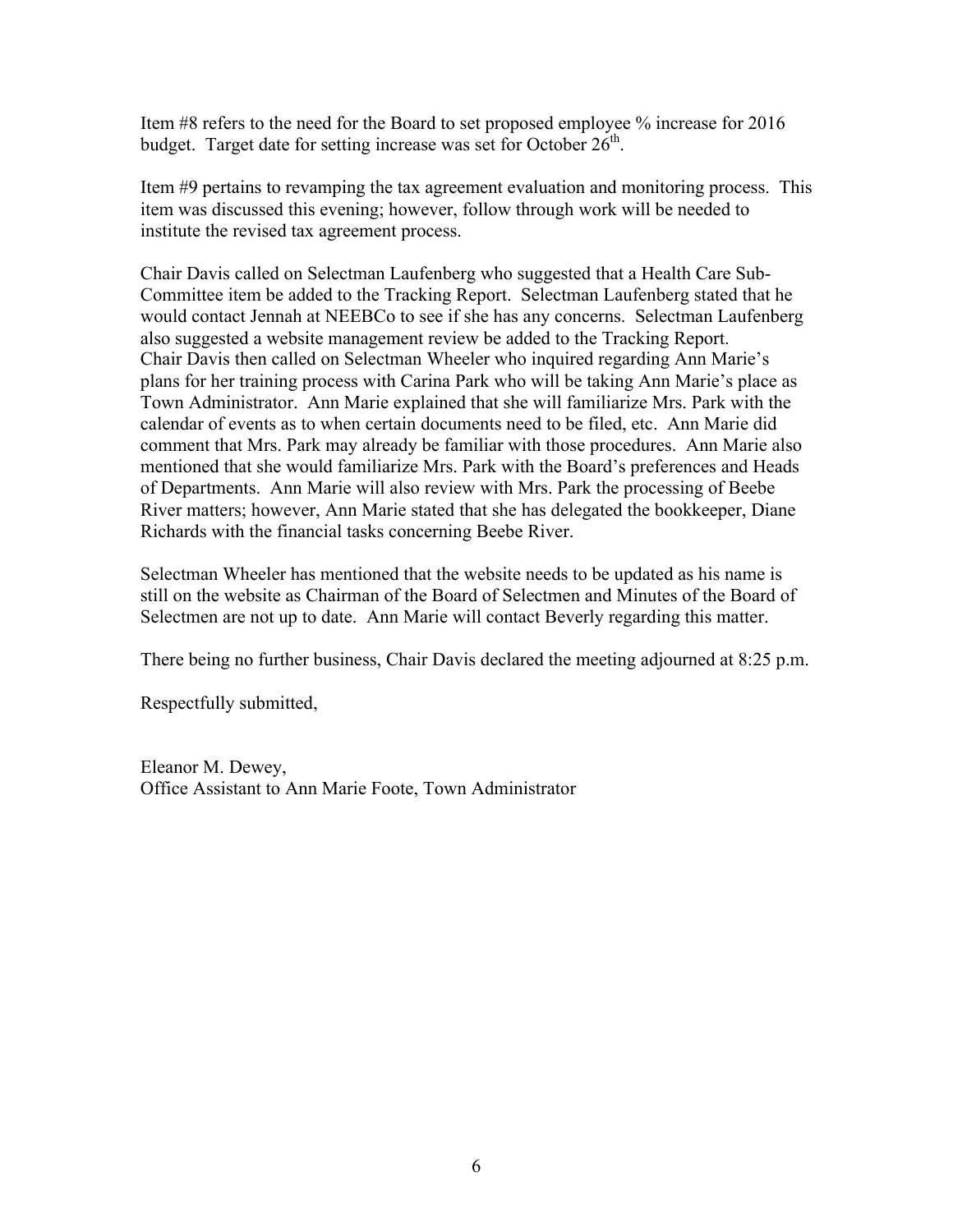Item #8 refers to the need for the Board to set proposed employee % increase for 2016 budget. Target date for setting increase was set for October 26th.

Item #9 pertains to revamping the tax agreement evaluation and monitoring process. This item was discussed this evening; however, follow through work will be needed to institute the revised tax agreement process.

Chair Davis called on Selectman Laufenberg who suggested that a Health Care Sub-Committee item be added to the Tracking Report. Selectman Laufenberg stated that he would contact Jennah at NEEBCo to see if she has any concerns. Selectman Laufenberg also suggested a website management review be added to the Tracking Report. Chair Davis then called on Selectman Wheeler who inquired regarding Ann Marie's plans for her training process with Carina Park who will be taking Ann Marie's place as Town Administrator. Ann Marie explained that she will familiarize Mrs. Park with the calendar of events as to when certain documents need to be filed, etc. Ann Marie did comment that Mrs. Park may already be familiar with those procedures. Ann Marie also mentioned that she would familiarize Mrs. Park with the Board's preferences and Heads of Departments. Ann Marie will also review with Mrs. Park the processing of Beebe River matters; however, Ann Marie stated that she has delegated the bookkeeper, Diane Richards with the financial tasks concerning Beebe River.

Selectman Wheeler has mentioned that the website needs to be updated as his name is still on the website as Chairman of the Board of Selectmen and Minutes of the Board of Selectmen are not up to date. Ann Marie will contact Beverly regarding this matter.

There being no further business, Chair Davis declared the meeting adjourned at 8:25 p.m.

Respectfully submitted,

Eleanor M. Dewey,
Office Assistant to Ann Marie Foote, Town Administrator